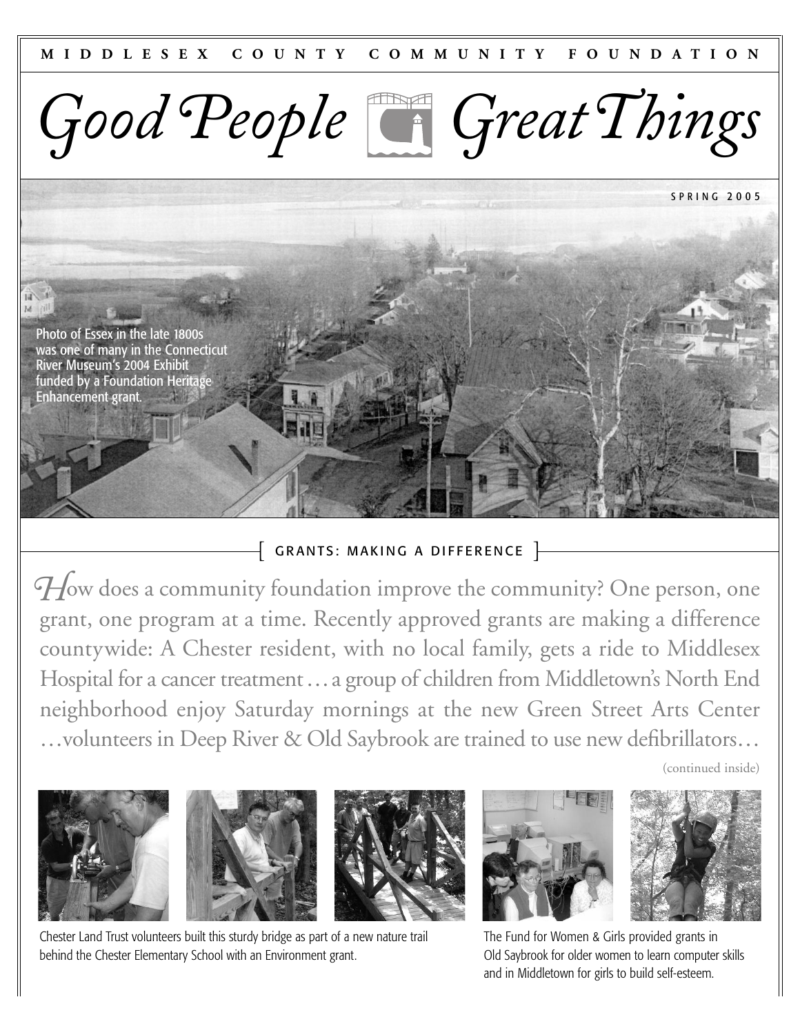MIDDLESEX COUNTY COMMUNITY FOUNDATION

# Good People Great Things

SPRING 2005

Photo of Essex in the late 1800s was one of many in the Connecticut River Museum's 2004 Exhibit funded by a Foundation Heritage Enhancement grant.

## [ GRANTS: MAKING A DIFFERENCE ]

How does a community foundation improve the community? One person, one grant, one program at a time. Recently approved grants are making a difference countywide: A Chester resident, with no local family, gets a ride to Middlesex Hospital for a cancer treatment … a group of children from Middletown's North End neighborhood enjoy Saturday mornings at the new Green Street Arts Center …volunteers in Deep River & Old Saybrook are trained to use new defibrillators…

(continued inside)

Chester Land Trust volunteers built this sturdy bridge as part of a new nature trail behind the Chester Elementary School with an Environment grant.

The Fund for Women & Girls provided grants in Old Saybrook for older women to learn computer skills and in Middletown for girls to build self-esteem.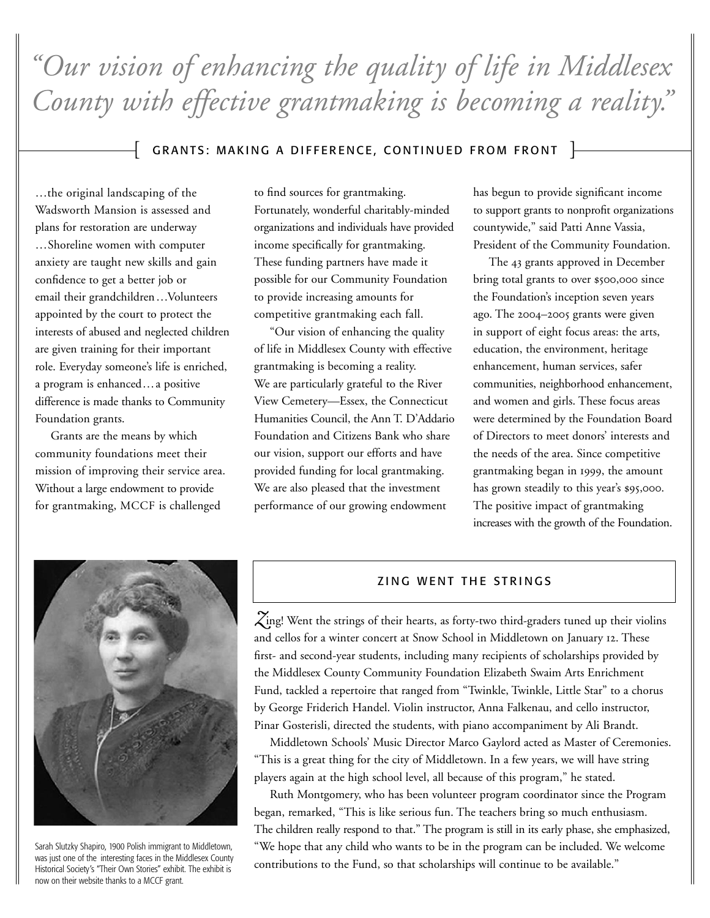*"Our vision of enhancing the quality of life in Middlesex County with effective grantmaking is becoming a reality."*

## GRANTS: MAKING A DIFFERENCE, CONTINUED FROM FRONT

…the original landscaping of the Wadsworth Mansion is assessed and plans for restoration are underway …Shoreline women with computer anxiety are taught new skills and gain confidence to get a better job or email their grandchildren…Volunteers appointed by the court to protect the interests of abused and neglected children are given training for their important role. Everyday someone's life is enriched, a program is enhanced…a positive difference is made thanks to Community Foundation grants.

Grants are the means by which community foundations meet their mission of improving their service area. Without a large endowment to provide for grantmaking, MCCF is challenged to find sources for grantmaking. Fortunately, wonderful charitably-minded organizations and individuals have provided income specifically for grantmaking. These funding partners have made it possible for our Community Foundation to provide increasing amounts for competitive grantmaking each fall.

"Our vision of enhancing the quality of life in Middlesex County with effective grantmaking is becoming a reality. We are particularly grateful to the River View Cemetery—Essex, the Connecticut Humanities Council, the Ann T. D'Addario Foundation and Citizens Bank who share our vision, support our efforts and have provided funding for local grantmaking. We are also pleased that the investment performance of our growing endowment has begun to provide significant income to support grants to nonprofit organizations countywide," said Patti Anne Vassia, President of the Community Foundation.

The 43 grants approved in December bring total grants to over $500,000 since the Foundation's inception seven years ago. The 2004–2005 grants were given in support of eight focus areas: the arts, education, the environment, heritage enhancement, human services, safer communities, neighborhood enhancement, and women and girls. These focus areas were determined by the Foundation Board of Directors to meet donors' interests and the needs of the area. Since competitive grantmaking began in 1999, the amount has grown steadily to this year's $95,000. The positive impact of grantmaking increases with the growth of the Foundation.

Sarah Slutzky Shapiro, 1900 Polish immigrant to Middletown, was just one of the interesting faces in the Middlesex County Historical Society's "Their Own Stories" exhibit. The exhibit is now on their website thanks to a MCCF grant.

## ZING WENT THE STRINGS

Zing! Went the strings of their hearts, as forty-two third-graders tuned up their violins and cellos for a winter concert at Snow School in Middletown on January 12. These first- and second-year students, including many recipients of scholarships provided by the Middlesex County Community Foundation Elizabeth Swaim Arts Enrichment Fund, tackled a repertoire that ranged from "Twinkle, Twinkle, Little Star" to a chorus by George Friderich Handel. Violin instructor, Anna Falkenau, and cello instructor, Pinar Gosterisli, directed the students, with piano accompaniment by Ali Brandt.

Middletown Schools' Music Director Marco Gaylord acted as Master of Ceremonies. "This is a great thing for the city of Middletown. In a few years, we will have string players again at the high school level, all because of this program," he stated.

Ruth Montgomery, who has been volunteer program coordinator since the Program began, remarked, "This is like serious fun. The teachers bring so much enthusiasm. The children really respond to that." The program is still in its early phase, she emphasized, "We hope that any child who wants to be in the program can be included. We welcome contributions to the Fund, so that scholarships will continue to be available."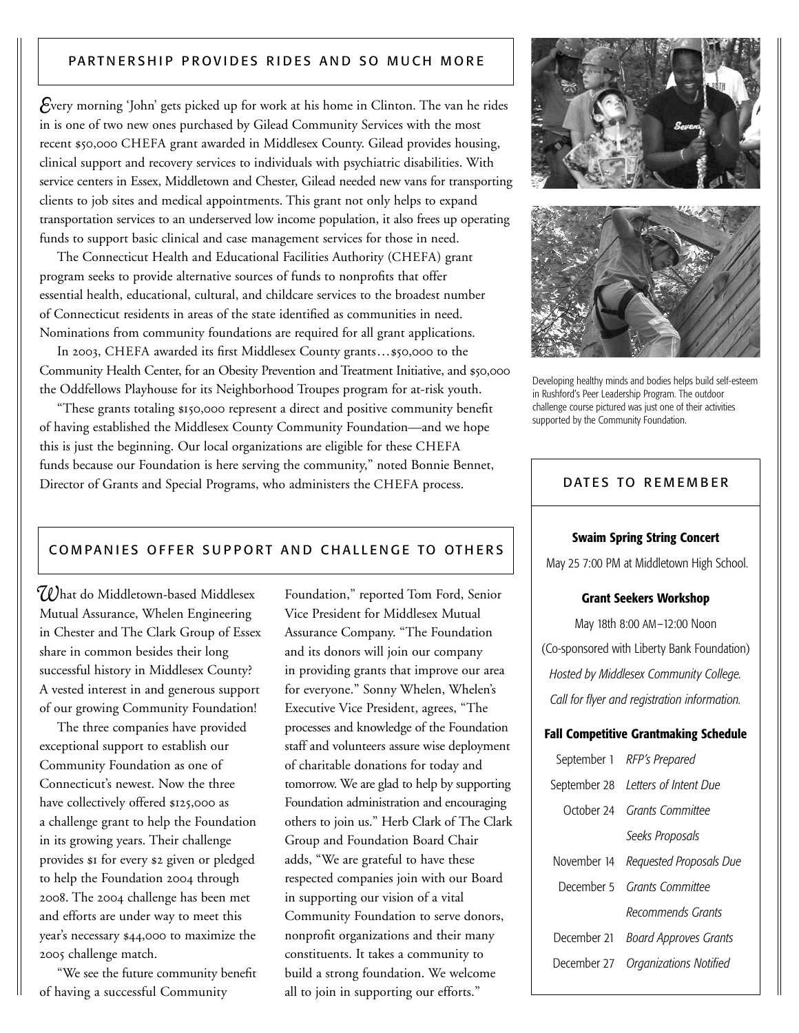## PARTNERSHIP PROVIDES RIDES AND SO MUCH MORE

Every morning 'John' gets picked up for work at his home in Clinton. The van he rides in is one of two new ones purchased by Gilead Community Services with the most recent $50,000 CHEFA grant awarded in Middlesex County. Gilead provides housing, clinical support and recovery services to individuals with psychiatric disabilities. With service centers in Essex, Middletown and Chester, Gilead needed new vans for transporting clients to job sites and medical appointments. This grant not only helps to expand transportation services to an underserved low income population, it also frees up operating funds to support basic clinical and case management services for those in need.

The Connecticut Health and Educational Facilities Authority (CHEFA) grant program seeks to provide alternative sources of funds to nonprofits that offer essential health, educational, cultural, and childcare services to the broadest number of Connecticut residents in areas of the state identified as communities in need. Nominations from community foundations are required for all grant applications.

In 2003, CHEFA awarded its first Middlesex County grants…$50,000 to the Community Health Center, for an Obesity Prevention and Treatment Initiative, and $50,000 the Oddfellows Playhouse for its Neighborhood Troupes program for at-risk youth.

"These grants totaling $150,000 represent a direct and positive community benefit of having established the Middlesex County Community Foundation—and we hope this is just the beginning. Our local organizations are eligible for these CHEFA funds because our Foundation is here serving the community," noted Bonnie Bennet, Director of Grants and Special Programs, who administers the CHEFA process.

Developing healthy minds and bodies helps build self-esteem in Rushford's Peer Leadership Program. The outdoor challenge course pictured was just one of their activities supported by the Community Foundation.

## COMPANIES OFFER SUPPORT AND CHALLENGE TO OTHERS

What do Middletown-based Middlesex Mutual Assurance, Whelen Engineering in Chester and The Clark Group of Essex share in common besides their long successful history in Middlesex County? A vested interest in and generous support of our growing Community Foundation!

The three companies have provided exceptional support to establish our Community Foundation as one of Connecticut's newest. Now the three have collectively offered $125,000 as a challenge grant to help the Foundation in its growing years. Their challenge provides $1 for every $2 given or pledged to help the Foundation 2004 through 2008. The 2004 challenge has been met and efforts are under way to meet this year's necessary $44,000 to maximize the 2005 challenge match.

"We see the future community benefit of having a successful Community Foundation," reported Tom Ford, Senior Vice President for Middlesex Mutual Assurance Company. "The Foundation and its donors will join our company in providing grants that improve our area for everyone." Sonny Whelen, Whelen's Executive Vice President, agrees, "The processes and knowledge of the Foundation staff and volunteers assure wise deployment of charitable donations for today and tomorrow. We are glad to help by supporting Foundation administration and encouraging others to join us." Herb Clark of The Clark Group and Foundation Board Chair adds, "We are grateful to have these respected companies join with our Board in supporting our vision of a vital Community Foundation to serve donors, nonprofit organizations and their many constituents. It takes a community to build a strong foundation. We welcome all to join in supporting our efforts."

## DATES TO REMEMBER

**Swaim Spring String Concert**

May 25 7:00 PM at Middletown High School.

**Grant Seekers Workshop**

May 18th 8:00 AM–12:00 Noon

(Co-sponsored with Liberty Bank Foundation)

*Hosted by Middlesex Community College.*

*Call for flyer and registration information.*

**Fall Competitive Grantmaking Schedule**

| | |
|---|---|
| September 1 | *RFP's Prepared* |
| September 28 | *Letters of Intent Due* |
| October 24 | *Grants Committee Seeks Proposals* |
| November 14 | *Requested Proposals Due* |
| December 5 | *Grants Committee Recommends Grants* |
| December 21 | *Board Approves Grants* |
| December 27 | *Organizations Notified* |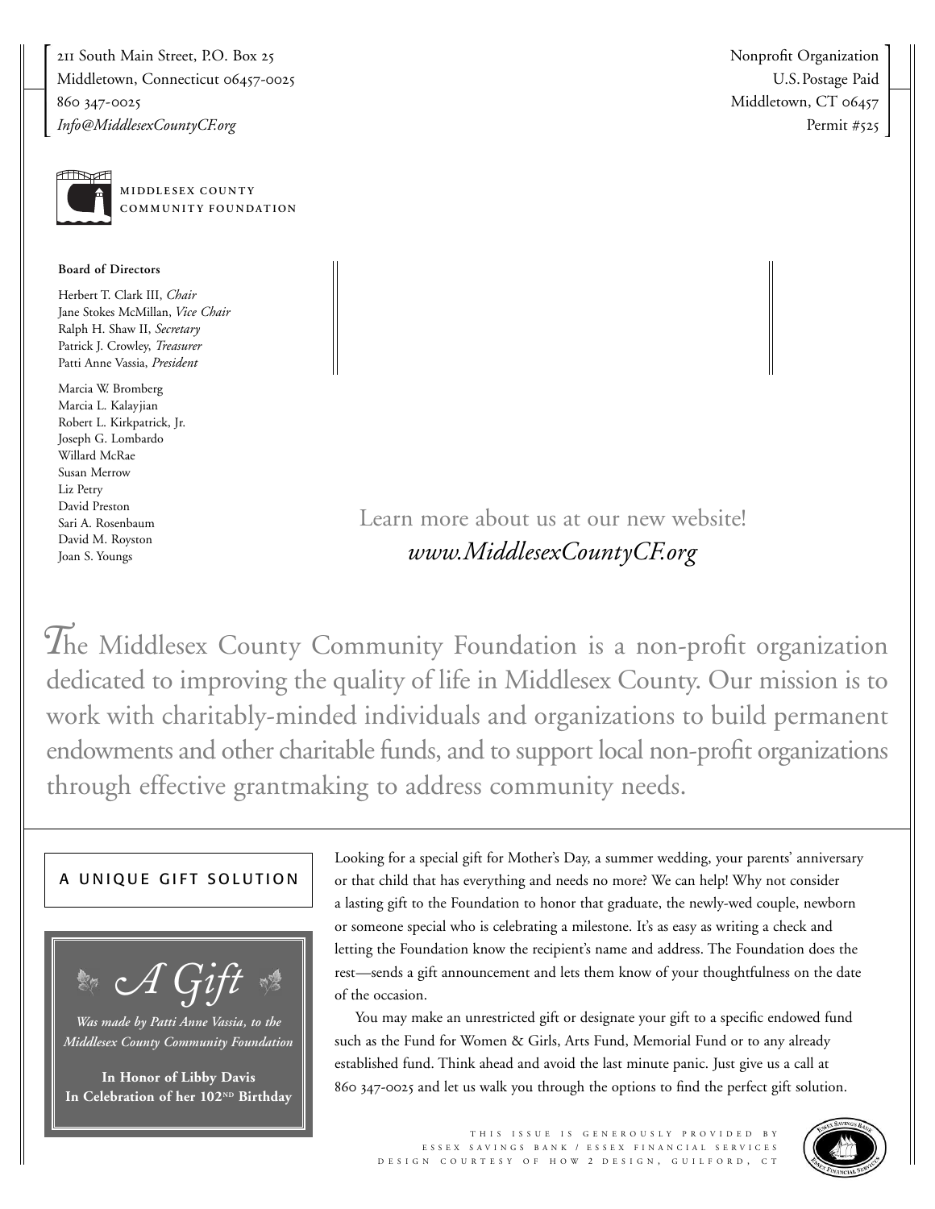211 South Main Street, P.O. Box 25
Middletown, Connecticut 06457-0025
860 347-0025
*Info@MiddlesexCountyCF.org*

Nonprofit Organization
U.S. Postage Paid
Middletown, CT 06457
Permit #525

MIDDLESEX COUNTY
COMMUNITY FOUNDATION

**Board of Directors**

Herbert T. Clark III, *Chair*
Jane Stokes McMillan, *Vice Chair*
Ralph H. Shaw II, *Secretary*
Patrick J. Crowley, *Treasurer*
Patti Anne Vassia, *President*

Marcia W. Bromberg
Marcia L. Kalayjian
Robert L. Kirkpatrick, Jr.
Joseph G. Lombardo
Willard McRae
Susan Merrow
Liz Petry
David Preston
Sari A. Rosenbaum
David M. Royston
Joan S. Youngs

Learn more about us at our new website!
*www.MiddlesexCountyCF.org*

The Middlesex County Community Foundation is a non-profit organization dedicated to improving the quality of life in Middlesex County. Our mission is to work with charitably-minded individuals and organizations to build permanent endowments and other charitable funds, and to support local non-profit organizations through effective grantmaking to address community needs.

## A UNIQUE GIFT SOLUTION

*A Gift*

***Was made by Patti Anne Vassia, to the Middlesex County Community Foundation***

**In Honor of Libby Davis**
**In Celebration of her 102ND Birthday**

Looking for a special gift for Mother's Day, a summer wedding, your parents' anniversary or that child that has everything and needs no more? We can help! Why not consider a lasting gift to the Foundation to honor that graduate, the newly-wed couple, newborn or someone special who is celebrating a milestone. It's as easy as writing a check and letting the Foundation know the recipient's name and address. The Foundation does the rest—sends a gift announcement and lets them know of your thoughtfulness on the date of the occasion.

You may make an unrestricted gift or designate your gift to a specific endowed fund such as the Fund for Women & Girls, Arts Fund, Memorial Fund or to any already established fund. Think ahead and avoid the last minute panic. Just give us a call at 860 347-0025 and let us walk you through the options to find the perfect gift solution.

THIS ISSUE IS GENEROUSLY PROVIDED BY
ESSEX SAVINGS BANK / ESSEX FINANCIAL SERVICES
DESIGN COURTESY OF HOW 2 DESIGN, GUILFORD, CT